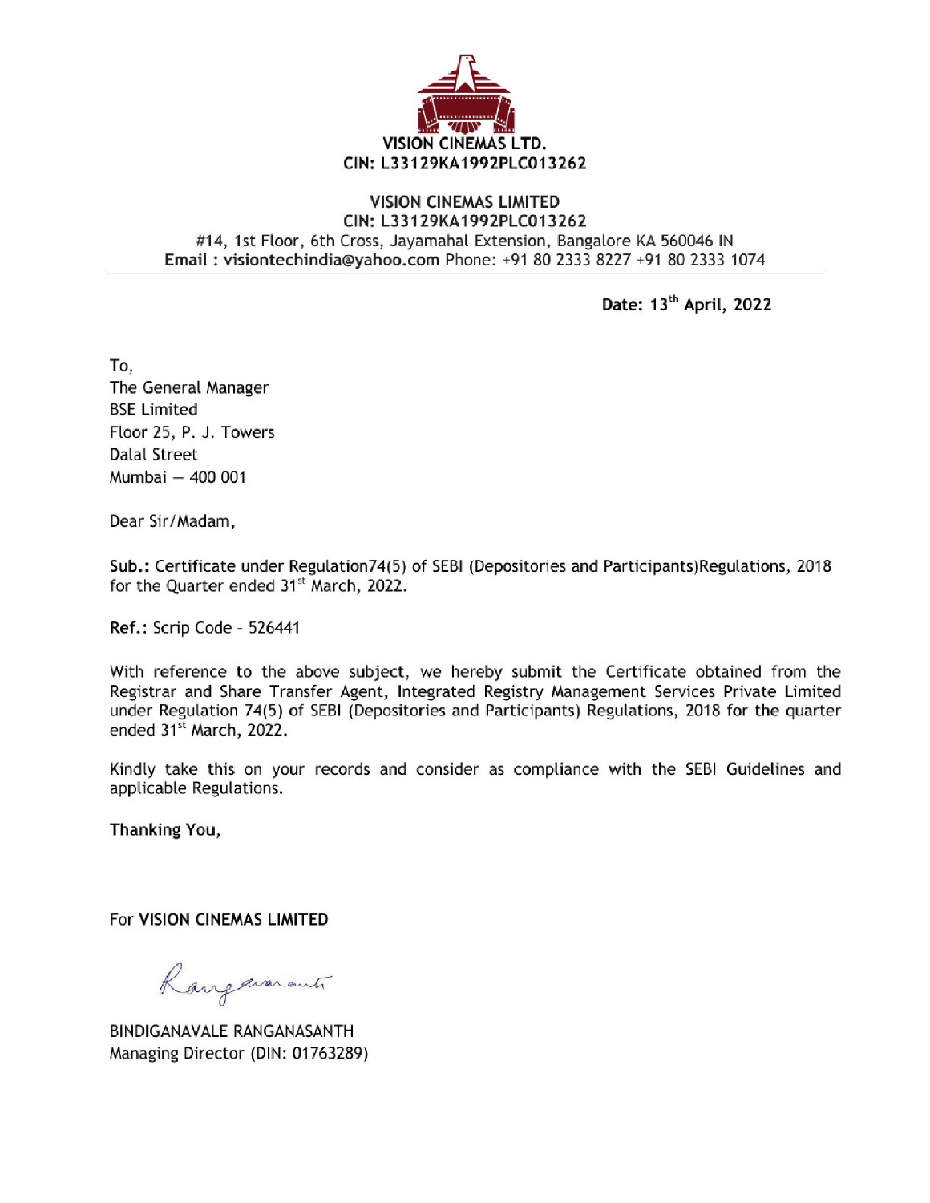**VISION CINEMAS LTD.**
**CIN: L33129KA1992PLC013262**

**VISION CINEMAS LIMITED**
**CIN: L33129KA1992PLC013262**
#14, 1st Floor, 6th Cross, Jayamahal Extension, Bangalore KA 560046 IN
**Email : visiontechindia@yahoo.com** Phone: +91 80 2333 8227 +91 80 2333 1074

**Date: 13th April, 2022**

To,
The General Manager
BSE Limited
Floor 25, P. J. Towers
Dalal Street
Mumbai – 400 001

Dear Sir/Madam,

**Sub.:** Certificate under Regulation74(5) of SEBI (Depositories and Participants)Regulations, 2018 for the Quarter ended 31st March, 2022.

**Ref.:** Scrip Code - 526441

With reference to the above subject, we hereby submit the Certificate obtained from the Registrar and Share Transfer Agent, Integrated Registry Management Services Private Limited under Regulation 74(5) of SEBI (Depositories and Participants) Regulations, 2018 for the quarter ended 31st March, 2022.

Kindly take this on your records and consider as compliance with the SEBI Guidelines and applicable Regulations.

**Thanking You,**

For **VISION CINEMAS LIMITED**

BINDIGANAVALE RANGANASANTH
Managing Director (DIN: 01763289)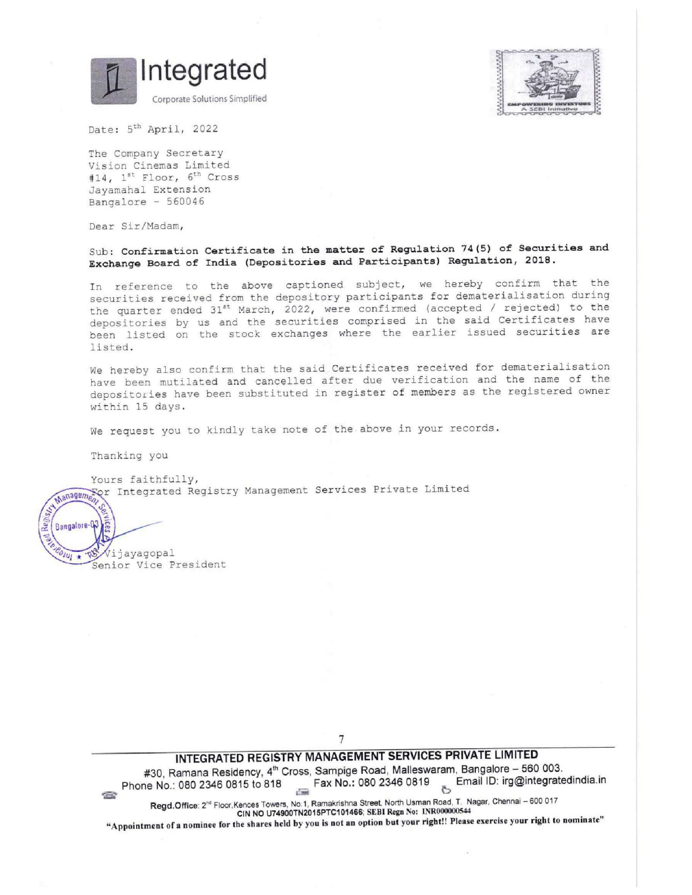Integrated

Corporate Solutions Simplified

Date: 5th April, 2022

The Company Secretary
Vision Cinemas Limited
#14, 1st Floor, 6th Cross
Jayamahal Extension
Bangalore - 560046

Dear Sir/Madam,

Sub: **Confirmation Certificate in the matter of Regulation 74(5) of Securities and Exchange Board of India (Depositories and Participants) Regulation, 2018.**

In reference to the above captioned subject, we hereby confirm that the securities received from the depository participants for dematerialisation during the quarter ended 31st March, 2022, were confirmed (accepted / rejected) to the depositories by us and the securities comprised in the said Certificates have been listed on the stock exchanges where the earlier issued securities are listed.

We hereby also confirm that the said Certificates received for dematerialisation have been mutilated and cancelled after due verification and the name of the depositories have been substituted in register of members as the registered owner within 15 days.

We request you to kindly take note of the above in your records.

Thanking you

Yours faithfully,
For Integrated Registry Management Services Private Limited

Vijayagopal
Senior Vice President

**INTEGRATED REGISTRY MANAGEMENT SERVICES PRIVATE LIMITED**

#30, Ramana Residency, 4th Cross, Sampige Road, Malleswaram, Bangalore – 560 003.
Phone No.: 080 2346 0815 to 818 Fax No.: 080 2346 0819 Email ID: irg@integratedindia.in

**Regd.Office**: 2nd Floor,Kences Towers, No.1, Ramakrishna Street, North Usman Road, T. Nagar, Chennai – 600 017
**CIN NO U74900TN2015PTC101466; SEBI Regn No: INR000000544**

**"Appointment of a nominee for the shares held by you is not an option but your right!! Please exercise your right to nominate"**